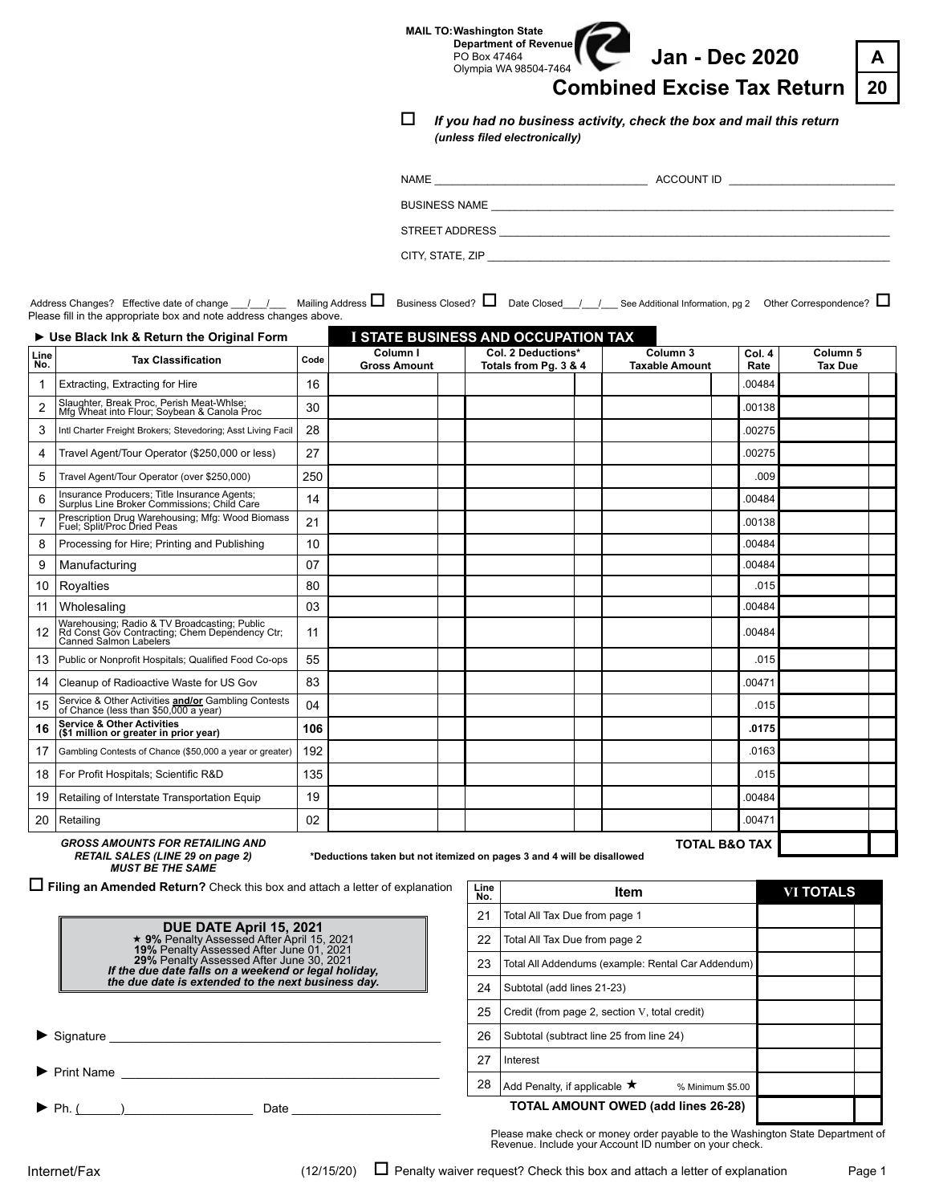MAIL TO: Washington State
Department of Revenue
PO Box 47464
Olympia WA 98504-7464

# Jan - Dec 2020 Combined Excise Tax Return

**A 20**

☐ ***If you had no business activity, check the box and mail this return (unless filed electronically)***

NAME ___________________________ ACCOUNT ID ___________________________

BUSINESS NAME ___________________________

STREET ADDRESS ___________________________

CITY, STATE, ZIP ___________________________

Address Changes? Effective date of change ___/___/___ Mailing Address ☐ Business Closed? ☐ Date Closed___/___/___ See Additional Information, pg 2 Other Correspondence? ☐

Please fill in the appropriate box and note address changes above.

► **Use Black Ink & Return the Original Form**

## I STATE BUSINESS AND OCCUPATION TAX

| Line No. | Tax Classification | Code | Column I Gross Amount | Col. 2 Deductions* Totals from Pg. 3 & 4 | Column 3 Taxable Amount | Col. 4 Rate | Column 5 Tax Due |
|---|---|---|---|---|---|---|---|
| 1 | Extracting, Extracting for Hire | 16 | | | | .00484 | |
| 2 | Slaughter, Break Proc, Perish Meat-Whlse; Mfg Wheat into Flour; Soybean & Canola Proc | 30 | | | | .00138 | |
| 3 | Intl Charter Freight Brokers; Stevedoring; Asst Living Facil | 28 | | | | .00275 | |
| 4 | Travel Agent/Tour Operator ($250,000 or less) | 27 | | | | .00275 | |
| 5 | Travel Agent/Tour Operator (over $250,000) | 250 | | | | .009 | |
| 6 | Insurance Producers; Title Insurance Agents; Surplus Line Broker Commissions; Child Care | 14 | | | | .00484 | |
| 7 | Prescription Drug Warehousing; Mfg: Wood Biomass Fuel; Split/Proc Dried Peas | 21 | | | | .00138 | |
| 8 | Processing for Hire; Printing and Publishing | 10 | | | | .00484 | |
| 9 | Manufacturing | 07 | | | | .00484 | |
| 10 | Royalties | 80 | | | | .015 | |
| 11 | Wholesaling | 03 | | | | .00484 | |
| 12 | Warehousing; Radio & TV Broadcasting; Public Rd Const Gov Contracting; Chem Dependency Ctr; Canned Salmon Labelers | 11 | | | | .00484 | |
| 13 | Public or Nonprofit Hospitals; Qualified Food Co-ops | 55 | | | | .015 | |
| 14 | Cleanup of Radioactive Waste for US Gov | 83 | | | | .00471 | |
| 15 | Service & Other Activities **and/or** Gambling Contests of Chance (less than $50,000 a year) | 04 | | | | .015 | |
| **16** | **Service & Other Activities ($1 million or greater in prior year)** | **106** | | | | **.0175** | |
| 17 | Gambling Contests of Chance ($50,000 a year or greater) | 192 | | | | .0163 | |
| 18 | For Profit Hospitals; Scientific R&D | 135 | | | | .015 | |
| 19 | Retailing of Interstate Transportation Equip | 19 | | | | .00484 | |
| 20 | Retailing | 02 | | | | .00471 | |
| | | | | | | **TOTAL B&O TAX** | |

***GROSS AMOUNTS FOR RETAILING AND RETAIL SALES (LINE 29 on page 2) MUST BE THE SAME***

**\*Deductions taken but not itemized on pages 3 and 4 will be disallowed**

☐ **Filing an Amended Return?** Check this box and attach a letter of explanation

**DUE DATE April 15, 2021**
★ **9%** Penalty Assessed After April 15, 2021
**19%** Penalty Assessed After June 01, 2021
**29%** Penalty Assessed After June 30, 2021
***If the due date falls on a weekend or legal holiday, the due date is extended to the next business day.***

► Signature ___________________________

► Print Name ___________________________

► Ph. (______)___________________ Date ___________________

| Line No. | Item | VI TOTALS |
|---|---|---|
| 21 | Total All Tax Due from page 1 | |
| 22 | Total All Tax Due from page 2 | |
| 23 | Total All Addendums (example: Rental Car Addendum) | |
| 24 | Subtotal (add lines 21-23) | |
| 25 | Credit (from page 2, section V, total credit) | |
| 26 | Subtotal (subtract line 25 from line 24) | |
| 27 | Interest | |
| 28 | Add Penalty, if applicable ★ % Minimum $5.00 | |
| | **TOTAL AMOUNT OWED (add lines 26-28)** | |

Please make check or money order payable to the Washington State Department of Revenue. Include your Account ID number on your check.

Internet/Fax (12/15/20) ☐ Penalty waiver request? Check this box and attach a letter of explanation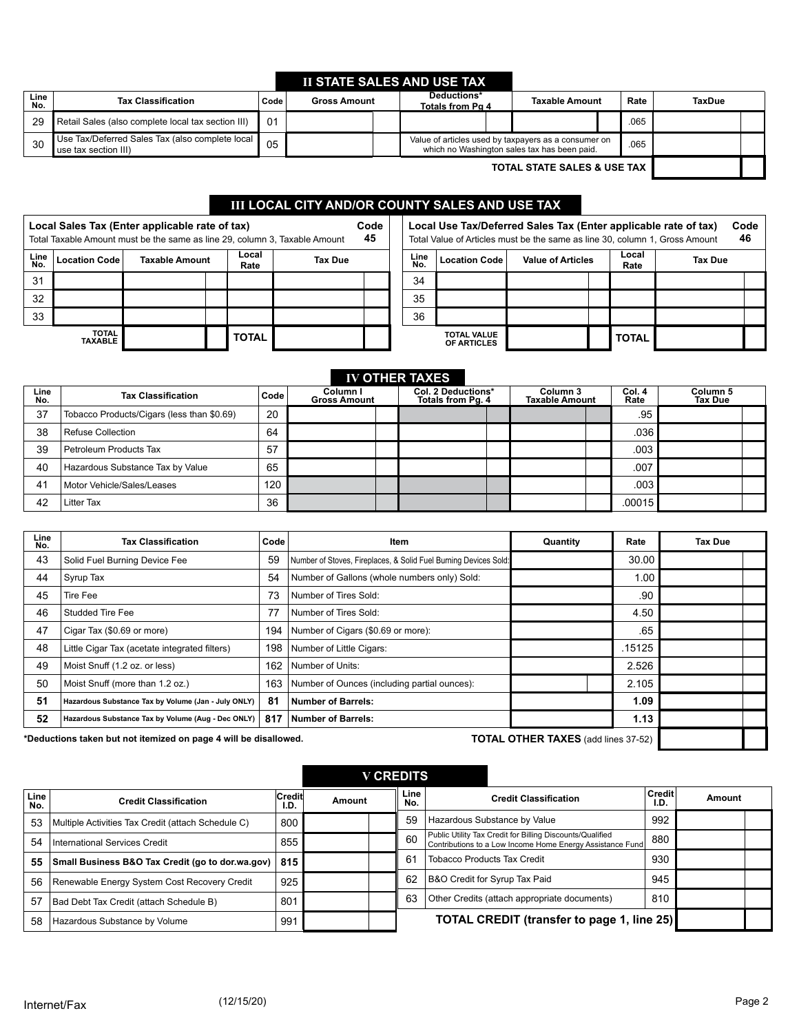## II STATE SALES AND USE TAX

| Line No. | Tax Classification | Code | Gross Amount | Deductions* Totals from Pg 4 | Taxable Amount | Rate | TaxDue |
|---|---|---|---|---|---|---|---|
| 29 | Retail Sales (also complete local tax section III) | 01 | | | | .065 | |
| 30 | Use Tax/Deferred Sales Tax (also complete local use tax section III) | 05 | | Value of articles used by taxpayers as a consumer on which no Washington sales tax has been paid. | | .065 | |
| | | | | | TOTAL STATE SALES & USE TAX | | |

## III LOCAL CITY AND/OR COUNTY SALES AND USE TAX

**Local Sales Tax (Enter applicable rate of tax)** Code **45**

Total Taxable Amount must be the same as line 29, column 3, Taxable Amount

| Line No. | Location Code | Taxable Amount | Local Rate | Tax Due |
|---|---|---|---|---|
| 31 | | | | |
| 32 | | | | |
| 33 | | | | |
| | TOTAL TAXABLE | | TOTAL | |

**Local Use Tax/Deferred Sales Tax (Enter applicable rate of tax)** Code **46**

Total Value of Articles must be the same as line 30, column 1, Gross Amount

| Line No. | Location Code | Value of Articles | Local Rate | Tax Due |
|---|---|---|---|---|
| 34 | | | | |
| 35 | | | | |
| 36 | | | | |
| | TOTAL VALUE OF ARTICLES | | TOTAL | |

## IV OTHER TAXES

| Line No. | Tax Classification | Code | Column I Gross Amount | Col. 2 Deductions* Totals from Pg. 4 | Column 3 Taxable Amount | Col. 4 Rate | Column 5 Tax Due |
|---|---|---|---|---|---|---|---|
| 37 | Tobacco Products/Cigars (less than $0.69) | 20 | | | | .95 | |
| 38 | Refuse Collection | 64 | | | | .036 | |
| 39 | Petroleum Products Tax | 57 | | | | .003 | |
| 40 | Hazardous Substance Tax by Value | 65 | | | | .007 | |
| 41 | Motor Vehicle/Sales/Leases | 120 | | | | .003 | |
| 42 | Litter Tax | 36 | | | | .00015 | |

| Line No. | Tax Classification | Code | Item | Quantity | Rate | Tax Due |
|---|---|---|---|---|---|---|
| 43 | Solid Fuel Burning Device Fee | 59 | Number of Stoves, Fireplaces, & Solid Fuel Burning Devices Sold: | | 30.00 | |
| 44 | Syrup Tax | 54 | Number of Gallons (whole numbers only) Sold: | | 1.00 | |
| 45 | Tire Fee | 73 | Number of Tires Sold: | | .90 | |
| 46 | Studded Tire Fee | 77 | Number of Tires Sold: | | 4.50 | |
| 47 | Cigar Tax ($0.69 or more) | 194 | Number of Cigars ($0.69 or more): | | .65 | |
| 48 | Little Cigar Tax (acetate integrated filters) | 198 | Number of Little Cigars: | | .15125 | |
| 49 | Moist Snuff (1.2 oz. or less) | 162 | Number of Units: | | 2.526 | |
| 50 | Moist Snuff (more than 1.2 oz.) | 163 | Number of Ounces (including partial ounces): | | 2.105 | |
| **51** | **Hazardous Substance Tax by Volume (Jan - July ONLY)** | **81** | **Number of Barrels:** | | **1.09** | |
| **52** | **Hazardous Substance Tax by Volume (Aug - Dec ONLY)** | **817** | **Number of Barrels:** | | **1.13** | |

**\*Deductions taken but not itemized on page 4 will be disallowed.**

**TOTAL OTHER TAXES** (add lines 37-52)

## V CREDITS

| Line No. | Credit Classification | Credit I.D. | Amount |
|---|---|---|---|
| 53 | Multiple Activities Tax Credit (attach Schedule C) | 800 | |
| 54 | International Services Credit | 855 | |
| **55** | **Small Business B&O Tax Credit (go to dor.wa.gov)** | **815** | |
| 56 | Renewable Energy System Cost Recovery Credit | 925 | |
| 57 | Bad Debt Tax Credit (attach Schedule B) | 801 | |
| 58 | Hazardous Substance by Volume | 991 | |
| 59 | Hazardous Substance by Value | 992 | |
| 60 | Public Utility Tax Credit for Billing Discounts/Qualified Contributions to a Low Income Home Energy Assistance Fund | 880 | |
| 61 | Tobacco Products Tax Credit | 930 | |
| 62 | B&O Credit for Syrup Tax Paid | 945 | |
| 63 | Other Credits (attach appropriate documents) | 810 | |
| | **TOTAL CREDIT (transfer to page 1, line 25)** | | |

Internet/Fax (12/15/20)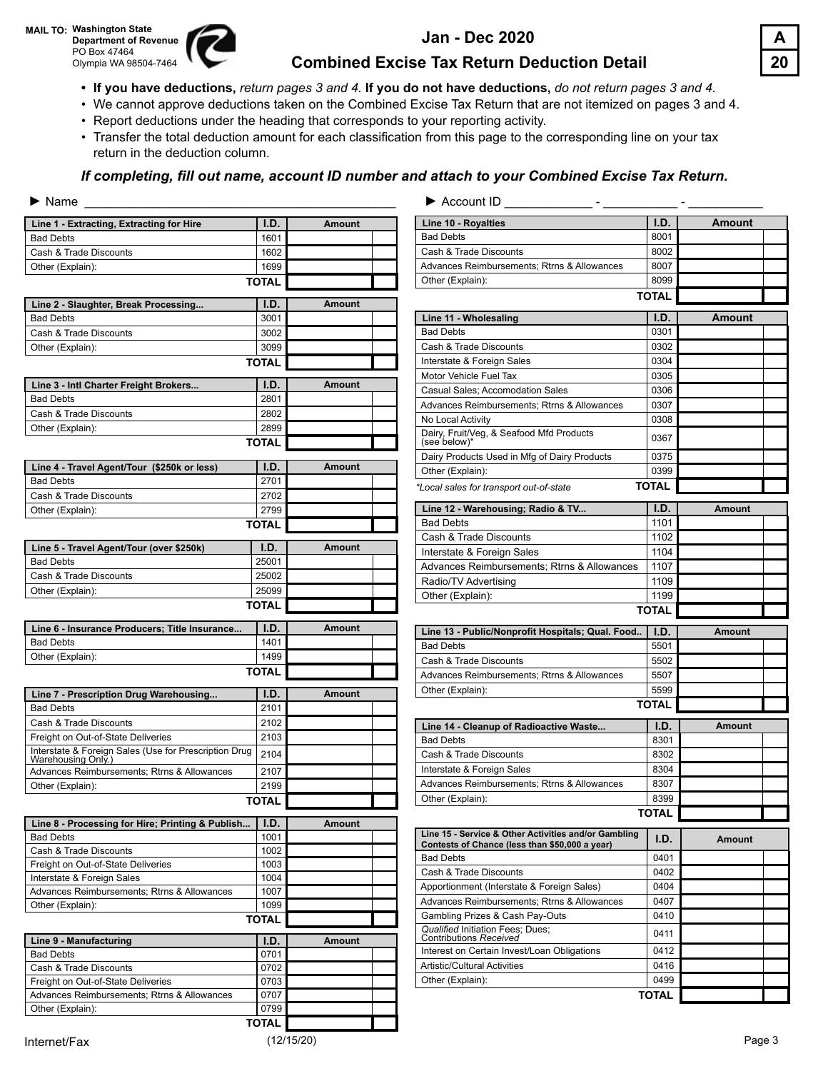MAIL TO: **Washington State Department of Revenue** PO Box 47464 Olympia WA 98504-7464

# Jan - Dec 2020

## Combined Excise Tax Return Deduction Detail

**A 20**

- **If you have deductions,** *return pages 3 and 4.* **If you do not have deductions,** *do not return pages 3 and 4.*
- We cannot approve deductions taken on the Combined Excise Tax Return that are not itemized on pages 3 and 4.
- Report deductions under the heading that corresponds to your reporting activity.
- Transfer the total deduction amount for each classification from this page to the corresponding line on your tax return in the deduction column.

***If completing, fill out name, account ID number and attach to your Combined Excise Tax Return.***

► Name ____________________________________________

► Account ID ____________ - __________ - __________

| Line 1 - Extracting, Extracting for Hire | I.D. | Amount |
|---|---|---|
| Bad Debts | 1601 | |
| Cash & Trade Discounts | 1602 | |
| Other (Explain): | 1699 | |
| | TOTAL | |

| Line 2 - Slaughter, Break Processing... | I.D. | Amount |
|---|---|---|
| Bad Debts | 3001 | |
| Cash & Trade Discounts | 3002 | |
| Other (Explain): | 3099 | |
| | TOTAL | |

| Line 3 - Intl Charter Freight Brokers... | I.D. | Amount |
|---|---|---|
| Bad Debts | 2801 | |
| Cash & Trade Discounts | 2802 | |
| Other (Explain): | 2899 | |
| | TOTAL | |

| Line 4 - Travel Agent/Tour ($250k or less) | I.D. | Amount |
|---|---|---|
| Bad Debts | 2701 | |
| Cash & Trade Discounts | 2702 | |
| Other (Explain): | 2799 | |
| | TOTAL | |

| Line 5 - Travel Agent/Tour (over $250k) | I.D. | Amount |
|---|---|---|
| Bad Debts | 25001 | |
| Cash & Trade Discounts | 25002 | |
| Other (Explain): | 25099 | |
| | TOTAL | |

| Line 6 - Insurance Producers; Title Insurance... | I.D. | Amount |
|---|---|---|
| Bad Debts | 1401 | |
| Other (Explain): | 1499 | |
| | TOTAL | |

| Line 7 - Prescription Drug Warehousing... | I.D. | Amount |
|---|---|---|
| Bad Debts | 2101 | |
| Cash & Trade Discounts | 2102 | |
| Freight on Out-of-State Deliveries | 2103 | |
| Interstate & Foreign Sales (Use for Prescription Drug Warehousing Only.) | 2104 | |
| Advances Reimbursements; Rtrns & Allowances | 2107 | |
| Other (Explain): | 2199 | |
| | TOTAL | |

| Line 8 - Processing for Hire; Printing & Publish... | I.D. | Amount |
|---|---|---|
| Bad Debts | 1001 | |
| Cash & Trade Discounts | 1002 | |
| Freight on Out-of-State Deliveries | 1003 | |
| Interstate & Foreign Sales | 1004 | |
| Advances Reimbursements; Rtrns & Allowances | 1007 | |
| Other (Explain): | 1099 | |
| | TOTAL | |

| Line 9 - Manufacturing | I.D. | Amount |
|---|---|---|
| Bad Debts | 0701 | |
| Cash & Trade Discounts | 0702 | |
| Freight on Out-of-State Deliveries | 0703 | |
| Advances Reimbursements; Rtrns & Allowances | 0707 | |
| Other (Explain): | 0799 | |
| | TOTAL | |

| Line 10 - Royalties | I.D. | Amount |
|---|---|---|
| Bad Debts | 8001 | |
| Cash & Trade Discounts | 8002 | |
| Advances Reimbursements; Rtrns & Allowances | 8007 | |
| Other (Explain): | 8099 | |
| | TOTAL | |

| Line 11 - Wholesaling | I.D. | Amount |
|---|---|---|
| Bad Debts | 0301 | |
| Cash & Trade Discounts | 0302 | |
| Interstate & Foreign Sales | 0304 | |
| Motor Vehicle Fuel Tax | 0305 | |
| Casual Sales; Accomodation Sales | 0306 | |
| Advances Reimbursements; Rtrns & Allowances | 0307 | |
| No Local Activity | 0308 | |
| Dairy, Fruit/Veg, & Seafood Mfd Products (see below)* | 0367 | |
| Dairy Products Used in Mfg of Dairy Products | 0375 | |
| Other (Explain): | 0399 | |
| *Local sales for transport out-of-state* | TOTAL | |

| Line 12 - Warehousing; Radio & TV... | I.D. | Amount |
|---|---|---|
| Bad Debts | 1101 | |
| Cash & Trade Discounts | 1102 | |
| Interstate & Foreign Sales | 1104 | |
| Advances Reimbursements; Rtrns & Allowances | 1107 | |
| Radio/TV Advertising | 1109 | |
| Other (Explain): | 1199 | |
| | TOTAL | |

| Line 13 - Public/Nonprofit Hospitals; Qual. Food.. | I.D. | Amount |
|---|---|---|
| Bad Debts | 5501 | |
| Cash & Trade Discounts | 5502 | |
| Advances Reimbursements; Rtrns & Allowances | 5507 | |
| Other (Explain): | 5599 | |
| | TOTAL | |

| Line 14 - Cleanup of Radioactive Waste... | I.D. | Amount |
|---|---|---|
| Bad Debts | 8301 | |
| Cash & Trade Discounts | 8302 | |
| Interstate & Foreign Sales | 8304 | |
| Advances Reimbursements; Rtrns & Allowances | 8307 | |
| Other (Explain): | 8399 | |
| | TOTAL | |

| Line 15 - Service & Other Activities and/or Gambling Contests of Chance (less than $50,000 a year) | I.D. | Amount |
|---|---|---|
| Bad Debts | 0401 | |
| Cash & Trade Discounts | 0402 | |
| Apportionment (Interstate & Foreign Sales) | 0404 | |
| Advances Reimbursements; Rtrns & Allowances | 0407 | |
| Gambling Prizes & Cash Pay-Outs | 0410 | |
| *Qualified* Initiation Fees; Dues; Contributions *Received* | 0411 | |
| Interest on Certain Invest/Loan Obligations | 0412 | |
| Artistic/Cultural Activities | 0416 | |
| Other (Explain): | 0499 | |
| | TOTAL | |

Internet/Fax (12/15/20)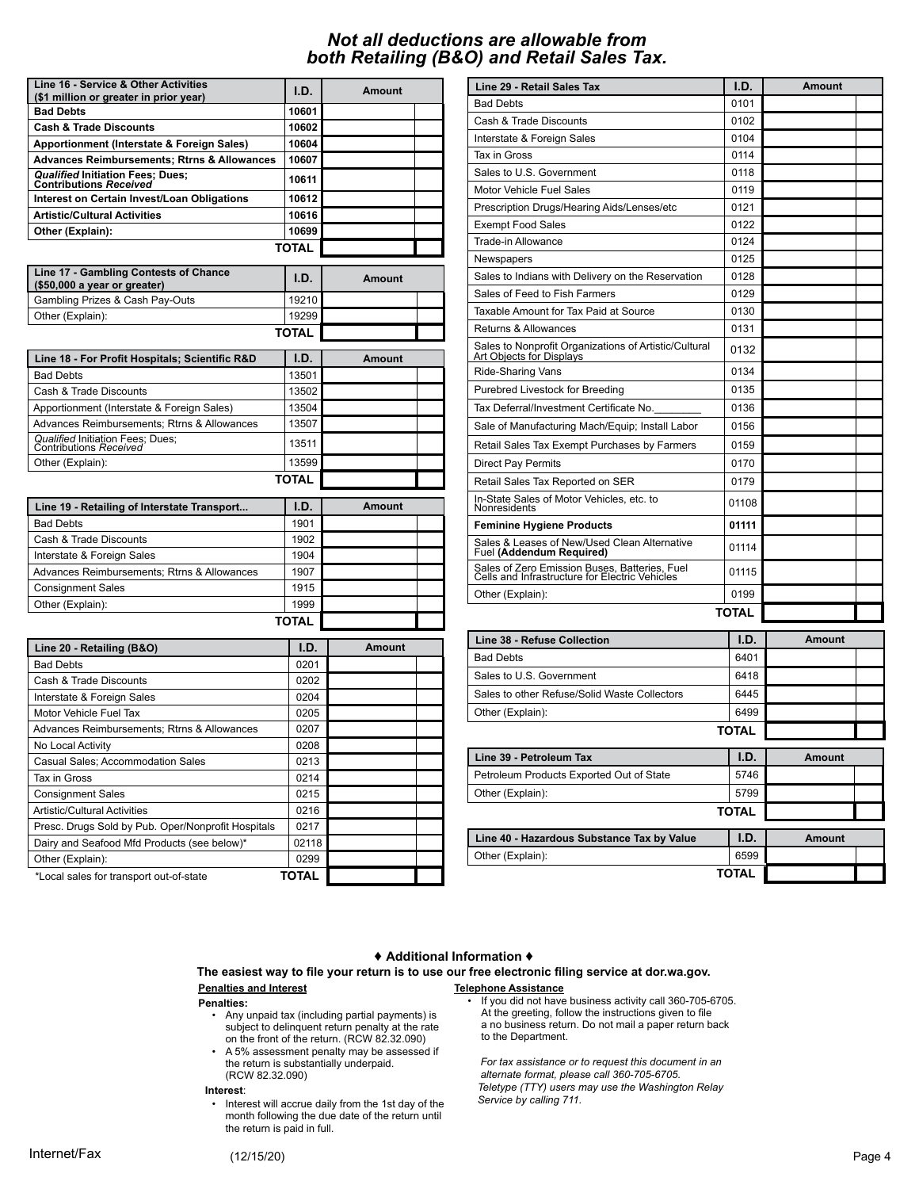## *Not all deductions are allowable from both Retailing (B&O) and Retail Sales Tax.*

| Line 16 - Service & Other Activities ($1 million or greater in prior year) | I.D. | Amount |
|---|---|---|
| **Bad Debts** | **10601** | |
| **Cash & Trade Discounts** | **10602** | |
| **Apportionment (Interstate & Foreign Sales)** | **10604** | |
| **Advances Reimbursements; Rtrns & Allowances** | **10607** | |
| ***Qualified* Initiation Fees; Dues; Contributions *Received*** | **10611** | |
| **Interest on Certain Invest/Loan Obligations** | **10612** | |
| **Artistic/Cultural Activities** | **10616** | |
| **Other (Explain):** | **10699** | |
| | **TOTAL** | |

| Line 17 - Gambling Contests of Chance ($50,000 a year or greater) | I.D. | Amount |
|---|---|---|
| Gambling Prizes & Cash Pay-Outs | 19210 | |
| Other (Explain): | 19299 | |
| | **TOTAL** | |

| Line 18 - For Profit Hospitals; Scientific R&D | I.D. | Amount |
|---|---|---|
| Bad Debts | 13501 | |
| Cash & Trade Discounts | 13502 | |
| Apportionment (Interstate & Foreign Sales) | 13504 | |
| Advances Reimbursements; Rtrns & Allowances | 13507 | |
| *Qualified* Initiation Fees; Dues; Contributions *Received* | 13511 | |
| Other (Explain): | 13599 | |
| | **TOTAL** | |

| Line 19 - Retailing of Interstate Transport... | I.D. | Amount |
|---|---|---|
| Bad Debts | 1901 | |
| Cash & Trade Discounts | 1902 | |
| Interstate & Foreign Sales | 1904 | |
| Advances Reimbursements; Rtrns & Allowances | 1907 | |
| Consignment Sales | 1915 | |
| Other (Explain): | 1999 | |
| | **TOTAL** | |

| Line 20 - Retailing (B&O) | I.D. | Amount |
|---|---|---|
| Bad Debts | 0201 | |
| Cash & Trade Discounts | 0202 | |
| Interstate & Foreign Sales | 0204 | |
| Motor Vehicle Fuel Tax | 0205 | |
| Advances Reimbursements; Rtrns & Allowances | 0207 | |
| No Local Activity | 0208 | |
| Casual Sales; Accommodation Sales | 0213 | |
| Tax in Gross | 0214 | |
| Consignment Sales | 0215 | |
| Artistic/Cultural Activities | 0216 | |
| Presc. Drugs Sold by Pub. Oper/Nonprofit Hospitals | 0217 | |
| Dairy and Seafood Mfd Products (see below)* | 02118 | |
| Other (Explain): | 0299 | |
| *Local sales for transport out-of-state | **TOTAL** | |

| Line 29 - Retail Sales Tax | I.D. | Amount |
|---|---|---|
| Bad Debts | 0101 | |
| Cash & Trade Discounts | 0102 | |
| Interstate & Foreign Sales | 0104 | |
| Tax in Gross | 0114 | |
| Sales to U.S. Government | 0118 | |
| Motor Vehicle Fuel Sales | 0119 | |
| Prescription Drugs/Hearing Aids/Lenses/etc | 0121 | |
| Exempt Food Sales | 0122 | |
| Trade-in Allowance | 0124 | |
| Newspapers | 0125 | |
| Sales to Indians with Delivery on the Reservation | 0128 | |
| Sales of Feed to Fish Farmers | 0129 | |
| Taxable Amount for Tax Paid at Source | 0130 | |
| Returns & Allowances | 0131 | |
| Sales to Nonprofit Organizations of Artistic/Cultural Art Objects for Displays | 0132 | |
| Ride-Sharing Vans | 0134 | |
| Purebred Livestock for Breeding | 0135 | |
| Tax Deferral/Investment Certificate No.________ | 0136 | |
| Sale of Manufacturing Mach/Equip; Install Labor | 0156 | |
| Retail Sales Tax Exempt Purchases by Farmers | 0159 | |
| Direct Pay Permits | 0170 | |
| Retail Sales Tax Reported on SER | 0179 | |
| In-State Sales of Motor Vehicles, etc. to Nonresidents | 01108 | |
| **Feminine Hygiene Products** | **01111** | |
| Sales & Leases of New/Used Clean Alternative Fuel **(Addendum Required)** | 01114 | |
| Sales of Zero Emission Buses, Batteries, Fuel Cells and Infrastructure for Electric Vehicles | 01115 | |
| Other (Explain): | 0199 | |
| | **TOTAL** | |

| Line 38 - Refuse Collection | I.D. | Amount |
|---|---|---|
| Bad Debts | 6401 | |
| Sales to U.S. Government | 6418 | |
| Sales to other Refuse/Solid Waste Collectors | 6445 | |
| Other (Explain): | 6499 | |
| | **TOTAL** | |

| Line 39 - Petroleum Tax | I.D. | Amount |
|---|---|---|
| Petroleum Products Exported Out of State | 5746 | |
| Other (Explain): | 5799 | |
| | **TOTAL** | |

| Line 40 - Hazardous Substance Tax by Value | I.D. | Amount |
|---|---|---|
| Other (Explain): | 6599 | |
| | **TOTAL** | |

### ♦ Additional Information ♦

**The easiest way to file your return is to use our free electronic filing service at dor.wa.gov.**

**Penalties and Interest**

**Penalties:**

- Any unpaid tax (including partial payments) is subject to delinquent return penalty at the rate on the front of the return. (RCW 82.32.090)
- A 5% assessment penalty may be assessed if the return is substantially underpaid. (RCW 82.32.090)

**Interest**:

- Interest will accrue daily from the 1st day of the month following the due date of the return until the return is paid in full.

**Telephone Assistance**

- If you did not have business activity call 360-705-6705. At the greeting, follow the instructions given to file a no business return. Do not mail a paper return back to the Department.

*For tax assistance or to request this document in an alternate format, please call 360-705-6705. Teletype (TTY) users may use the Washington Relay Service by calling 711.*

Internet/Fax (12/15/20)